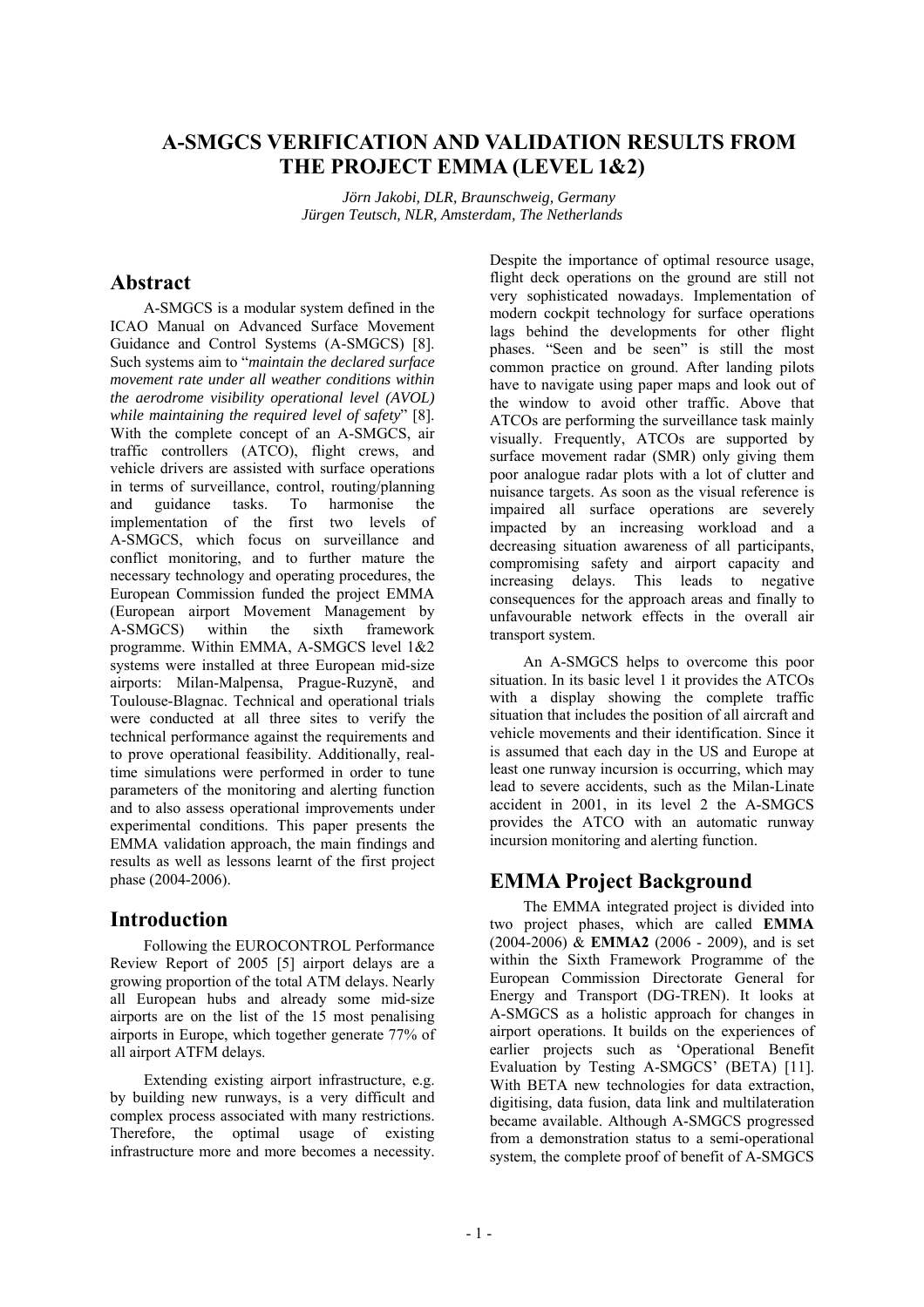# A-SMGCS VERIFICATION AND VALIDATION RESULTS FROM THE PROJECT EMMA (LEVEL 1&2)

*Jörn Jakobi, DLR, Braunschweig, Germany*
*Jürgen Teutsch, NLR, Amsterdam, The Netherlands*

## Abstract

A-SMGCS is a modular system defined in the ICAO Manual on Advanced Surface Movement Guidance and Control Systems (A-SMGCS) [8]. Such systems aim to "*maintain the declared surface movement rate under all weather conditions within the aerodrome visibility operational level (AVOL) while maintaining the required level of safety*" [8]. With the complete concept of an A-SMGCS, air traffic controllers (ATCO), flight crews, and vehicle drivers are assisted with surface operations in terms of surveillance, control, routing/planning and guidance tasks. To harmonise the implementation of the first two levels of A-SMGCS, which focus on surveillance and conflict monitoring, and to further mature the necessary technology and operating procedures, the European Commission funded the project EMMA (European airport Movement Management by A-SMGCS) within the sixth framework programme. Within EMMA, A-SMGCS level 1&2 systems were installed at three European mid-size airports: Milan-Malpensa, Prague-Ruzyně, and Toulouse-Blagnac. Technical and operational trials were conducted at all three sites to verify the technical performance against the requirements and to prove operational feasibility. Additionally, real-time simulations were performed in order to tune parameters of the monitoring and alerting function and to also assess operational improvements under experimental conditions. This paper presents the EMMA validation approach, the main findings and results as well as lessons learnt of the first project phase (2004-2006).

## Introduction

Following the EUROCONTROL Performance Review Report of 2005 [5] airport delays are a growing proportion of the total ATM delays. Nearly all European hubs and already some mid-size airports are on the list of the 15 most penalising airports in Europe, which together generate 77% of all airport ATFM delays.

Extending existing airport infrastructure, e.g. by building new runways, is a very difficult and complex process associated with many restrictions. Therefore, the optimal usage of existing infrastructure more and more becomes a necessity. Despite the importance of optimal resource usage, flight deck operations on the ground are still not very sophisticated nowadays. Implementation of modern cockpit technology for surface operations lags behind the developments for other flight phases. "Seen and be seen" is still the most common practice on ground. After landing pilots have to navigate using paper maps and look out of the window to avoid other traffic. Above that ATCOs are performing the surveillance task mainly visually. Frequently, ATCOs are supported by surface movement radar (SMR) only giving them poor analogue radar plots with a lot of clutter and nuisance targets. As soon as the visual reference is impaired all surface operations are severely impacted by an increasing workload and a decreasing situation awareness of all participants, compromising safety and airport capacity and increasing delays. This leads to negative consequences for the approach areas and finally to unfavourable network effects in the overall air transport system.

An A-SMGCS helps to overcome this poor situation. In its basic level 1 it provides the ATCOs with a display showing the complete traffic situation that includes the position of all aircraft and vehicle movements and their identification. Since it is assumed that each day in the US and Europe at least one runway incursion is occurring, which may lead to severe accidents, such as the Milan-Linate accident in 2001, in its level 2 the A-SMGCS provides the ATCO with an automatic runway incursion monitoring and alerting function.

## EMMA Project Background

The EMMA integrated project is divided into two project phases, which are called **EMMA** (2004-2006) & **EMMA2** (2006 - 2009), and is set within the Sixth Framework Programme of the European Commission Directorate General for Energy and Transport (DG-TREN). It looks at A-SMGCS as a holistic approach for changes in airport operations. It builds on the experiences of earlier projects such as 'Operational Benefit Evaluation by Testing A-SMGCS' (BETA) [11]. With BETA new technologies for data extraction, digitising, data fusion, data link and multilateration became available. Although A-SMGCS progressed from a demonstration status to a semi-operational system, the complete proof of benefit of A-SMGCS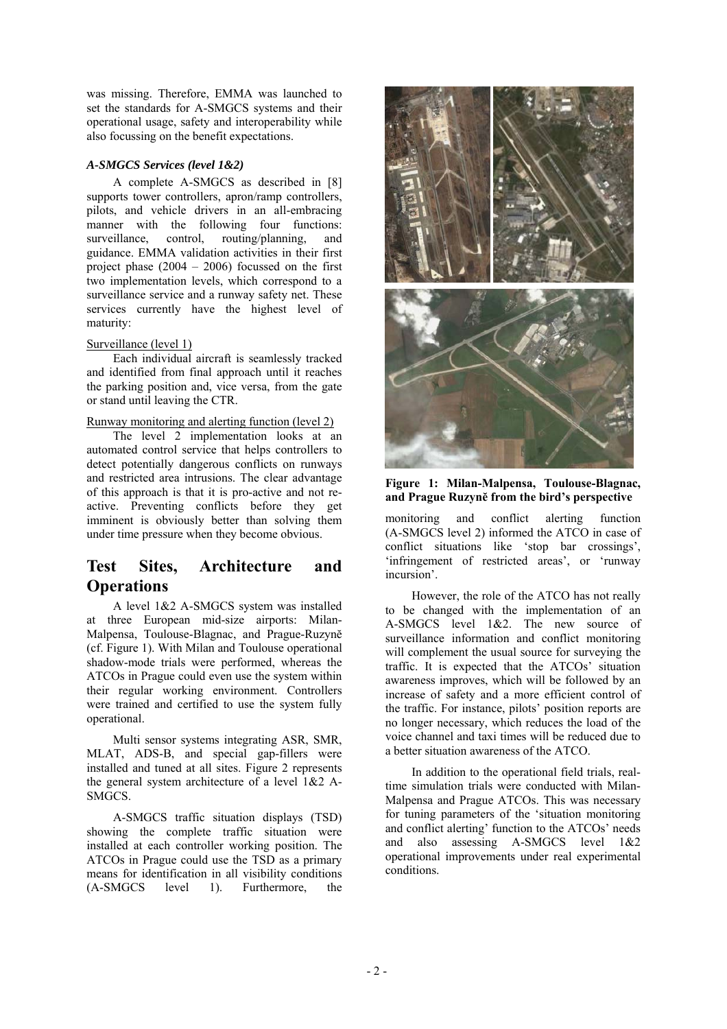was missing. Therefore, EMMA was launched to set the standards for A-SMGCS systems and their operational usage, safety and interoperability while also focussing on the benefit expectations.

### *A-SMGCS Services (level 1&2)*

A complete A-SMGCS as described in [8] supports tower controllers, apron/ramp controllers, pilots, and vehicle drivers in an all-embracing manner with the following four functions: surveillance, control, routing/planning, and guidance. EMMA validation activities in their first project phase (2004 – 2006) focussed on the first two implementation levels, which correspond to a surveillance service and a runway safety net. These services currently have the highest level of maturity:

Surveillance (level 1)

Each individual aircraft is seamlessly tracked and identified from final approach until it reaches the parking position and, vice versa, from the gate or stand until leaving the CTR.

Runway monitoring and alerting function (level 2)

The level 2 implementation looks at an automated control service that helps controllers to detect potentially dangerous conflicts on runways and restricted area intrusions. The clear advantage of this approach is that it is pro-active and not re-active. Preventing conflicts before they get imminent is obviously better than solving them under time pressure when they become obvious.

## Test Sites, Architecture and Operations

A level 1&2 A-SMGCS system was installed at three European mid-size airports: Milan-Malpensa, Toulouse-Blagnac, and Prague-Ruzyně (cf. Figure 1). With Milan and Toulouse operational shadow-mode trials were performed, whereas the ATCOs in Prague could even use the system within their regular working environment. Controllers were trained and certified to use the system fully operational.

Multi sensor systems integrating ASR, SMR, MLAT, ADS-B, and special gap-fillers were installed and tuned at all sites. Figure 2 represents the general system architecture of a level 1&2 A-SMGCS.

A-SMGCS traffic situation displays (TSD) showing the complete traffic situation were installed at each controller working position. The ATCOs in Prague could use the TSD as a primary means for identification in all visibility conditions (A-SMGCS level 1). Furthermore, the monitoring and conflict alerting function (A-SMGCS level 2) informed the ATCO in case of conflict situations like 'stop bar crossings', 'infringement of restricted areas', or 'runway incursion'.

**Figure 1: Milan-Malpensa, Toulouse-Blagnac, and Prague Ruzyně from the bird's perspective**

However, the role of the ATCO has not really to be changed with the implementation of an A-SMGCS level 1&2. The new source of surveillance information and conflict monitoring will complement the usual source for surveying the traffic. It is expected that the ATCOs' situation awareness improves, which will be followed by an increase of safety and a more efficient control of the traffic. For instance, pilots' position reports are no longer necessary, which reduces the load of the voice channel and taxi times will be reduced due to a better situation awareness of the ATCO.

In addition to the operational field trials, real-time simulation trials were conducted with Milan-Malpensa and Prague ATCOs. This was necessary for tuning parameters of the 'situation monitoring and conflict alerting' function to the ATCOs' needs and also assessing A-SMGCS level 1&2 operational improvements under real experimental conditions.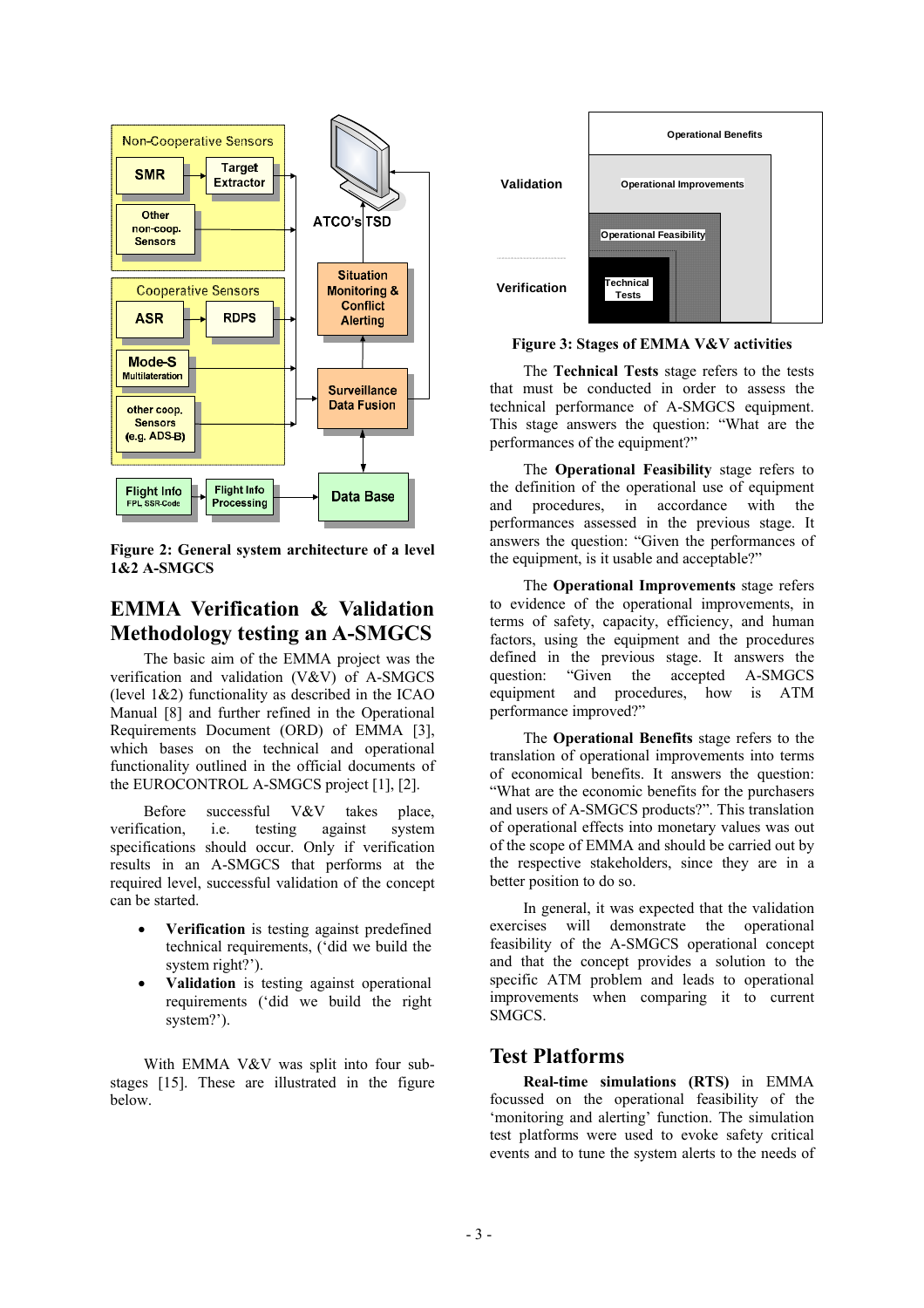Figure 2: General system architecture of a level 1&2 A-SMGCS

## EMMA Verification & Validation Methodology testing an A-SMGCS

The basic aim of the EMMA project was the verification and validation (V&V) of A-SMGCS (level 1&2) functionality as described in the ICAO Manual [8] and further refined in the Operational Requirements Document (ORD) of EMMA [3], which bases on the technical and operational functionality outlined in the official documents of the EUROCONTROL A-SMGCS project [1], [2].

Before successful V&V takes place, verification, i.e. testing against system specifications should occur. Only if verification results in an A-SMGCS that performs at the required level, successful validation of the concept can be started.

- **Verification** is testing against predefined technical requirements, ('did we build the system right?').
- **Validation** is testing against operational requirements ('did we build the right system?').

With EMMA V&V was split into four sub-stages [15]. These are illustrated in the figure below.

Figure 3: Stages of EMMA V&V activities

The **Technical Tests** stage refers to the tests that must be conducted in order to assess the technical performance of A-SMGCS equipment. This stage answers the question: "What are the performances of the equipment?"

The **Operational Feasibility** stage refers to the definition of the operational use of equipment and procedures, in accordance with the performances assessed in the previous stage. It answers the question: "Given the performances of the equipment, is it usable and acceptable?"

The **Operational Improvements** stage refers to evidence of the operational improvements, in terms of safety, capacity, efficiency, and human factors, using the equipment and the procedures defined in the previous stage. It answers the question: "Given the accepted A-SMGCS equipment and procedures, how is ATM performance improved?"

The **Operational Benefits** stage refers to the translation of operational improvements into terms of economical benefits. It answers the question: "What are the economic benefits for the purchasers and users of A-SMGCS products?". This translation of operational effects into monetary values was out of the scope of EMMA and should be carried out by the respective stakeholders, since they are in a better position to do so.

In general, it was expected that the validation exercises will demonstrate the operational feasibility of the A-SMGCS operational concept and that the concept provides a solution to the specific ATM problem and leads to operational improvements when comparing it to current SMGCS.

## Test Platforms

**Real-time simulations (RTS)** in EMMA focussed on the operational feasibility of the 'monitoring and alerting' function. The simulation test platforms were used to evoke safety critical events and to tune the system alerts to the needs of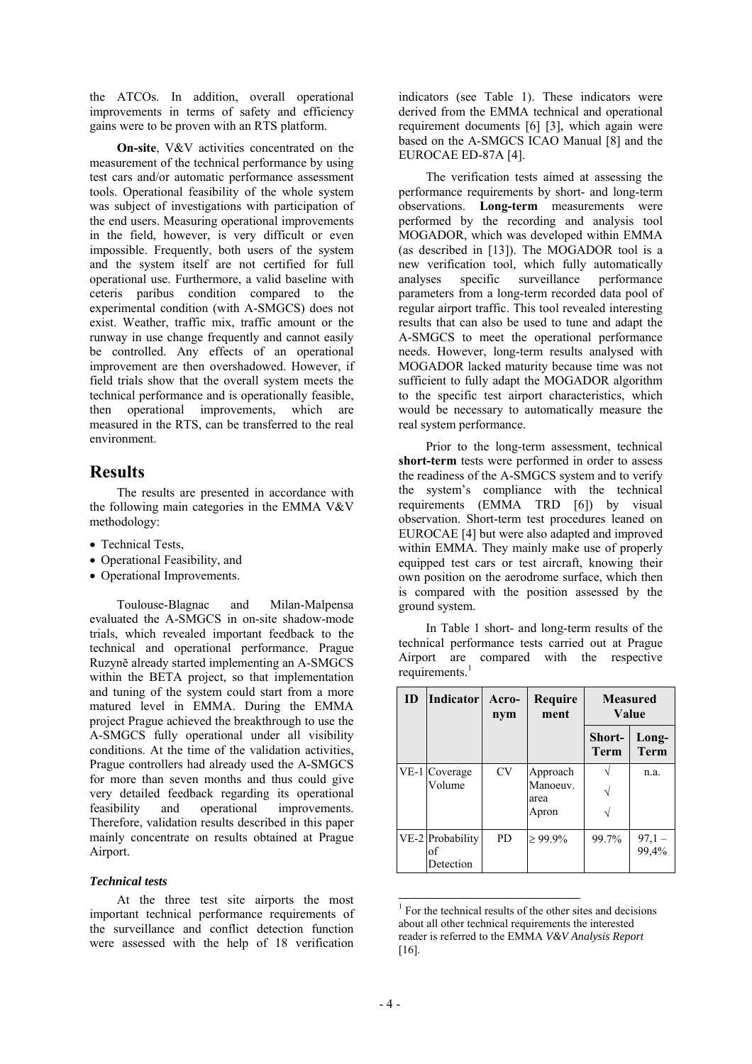the ATCOs. In addition, overall operational improvements in terms of safety and efficiency gains were to be proven with an RTS platform.

**On-site**, V&V activities concentrated on the measurement of the technical performance by using test cars and/or automatic performance assessment tools. Operational feasibility of the whole system was subject of investigations with participation of the end users. Measuring operational improvements in the field, however, is very difficult or even impossible. Frequently, both users of the system and the system itself are not certified for full operational use. Furthermore, a valid baseline with ceteris paribus condition compared to the experimental condition (with A-SMGCS) does not exist. Weather, traffic mix, traffic amount or the runway in use change frequently and cannot easily be controlled. Any effects of an operational improvement are then overshadowed. However, if field trials show that the overall system meets the technical performance and is operationally feasible, then operational improvements, which are measured in the RTS, can be transferred to the real environment.

## Results

The results are presented in accordance with the following main categories in the EMMA V&V methodology:

- Technical Tests,
- Operational Feasibility, and
- Operational Improvements.

Toulouse-Blagnac and Milan-Malpensa evaluated the A-SMGCS in on-site shadow-mode trials, which revealed important feedback to the technical and operational performance. Prague Ruzyně already started implementing an A-SMGCS within the BETA project, so that implementation and tuning of the system could start from a more matured level in EMMA. During the EMMA project Prague achieved the breakthrough to use the A-SMGCS fully operational under all visibility conditions. At the time of the validation activities, Prague controllers had already used the A-SMGCS for more than seven months and thus could give very detailed feedback regarding its operational feasibility and operational improvements. Therefore, validation results described in this paper mainly concentrate on results obtained at Prague Airport.

### *Technical tests*

At the three test site airports the most important technical performance requirements of the surveillance and conflict detection function were assessed with the help of 18 verification indicators (see Table 1). These indicators were derived from the EMMA technical and operational requirement documents [6] [3], which again were based on the A-SMGCS ICAO Manual [8] and the EUROCAE ED-87A [4].

The verification tests aimed at assessing the performance requirements by short- and long-term observations. **Long-term** measurements were performed by the recording and analysis tool MOGADOR, which was developed within EMMA (as described in [13]). The MOGADOR tool is a new verification tool, which fully automatically analyses specific surveillance performance parameters from a long-term recorded data pool of regular airport traffic. This tool revealed interesting results that can also be used to tune and adapt the A-SMGCS to meet the operational performance needs. However, long-term results analysed with MOGADOR lacked maturity because time was not sufficient to fully adapt the MOGADOR algorithm to the specific test airport characteristics, which would be necessary to automatically measure the real system performance.

Prior to the long-term assessment, technical **short-term** tests were performed in order to assess the readiness of the A-SMGCS system and to verify the system's compliance with the technical requirements (EMMA TRD [6]) by visual observation. Short-term test procedures leaned on EUROCAE [4] but were also adapted and improved within EMMA. They mainly make use of properly equipped test cars or test aircraft, knowing their own position on the aerodrome surface, which then is compared with the position assessed by the ground system.

In Table 1 short- and long-term results of the technical performance tests carried out at Prague Airport are compared with the respective requirements.[1]

| ID | Indicator | Acronym | Requirement | Measured Value | |
|---|---|---|---|---|---|
| | | | | Short-Term | Long-Term |
| VE-1 | Coverage Volume | CV | Approach<br>Manoeuv. area<br>Apron | √<br>√<br>√ | n.a. |
| VE-2 | Probability of Detection | PD | ≥ 99.9% | 99.7% | 97,1 – 99,4% |

[1] For the technical results of the other sites and decisions about all other technical requirements the interested reader is referred to the EMMA *V&V Analysis Report* [16].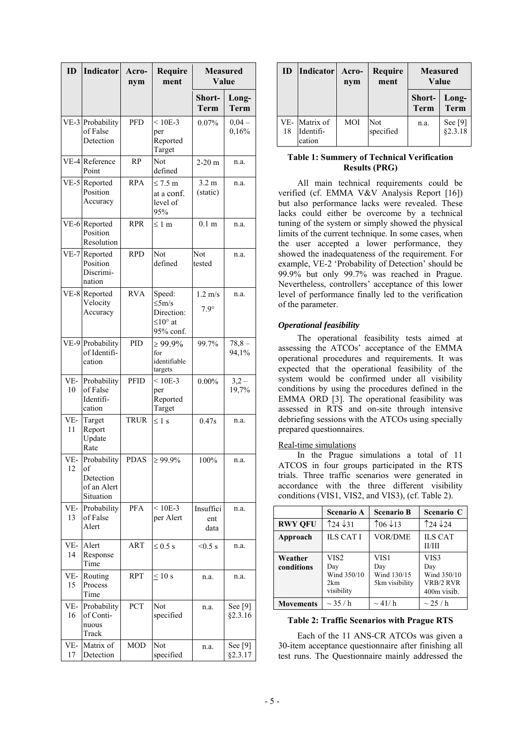| ID | Indicator | Acronym | Requirement | Measured Value | |
|---|---|---|---|---|---|
| | | | | Short-Term | Long-Term |
| VE-3 | Probability of False Detection | PFD | < 10E-3 per Reported Target | 0.07% | 0,04 – 0,16% |
| VE-4 | Reference Point | RP | Not defined | 2-20 m | n.a. |
| VE-5 | Reported Position Accuracy | RPA | ≤ 7.5 m at a conf. level of 95% | 3.2 m (static) | n.a. |
| VE-6 | Reported Position Resolution | RPR | ≤ 1 m | 0.1 m | n.a. |
| VE-7 | Reported Position Discrimination | RPD | Not defined | Not tested | n.a. |
| VE-8 | Reported Velocity Accuracy | RVA | Speed: ≤5m/s Direction: ≤10° at 95% conf. | 1.2 m/s 7.9° | n.a. |
| VE-9 | Probability of Identification | PID | ≥ 99.9% for identifiable targets | 99.7% | 78,8 – 94,1% |
| VE-10 | Probability of False Identification | PFID | < 10E-3 per Reported Target | 0.00% | 3,2 – 19,7% |
| VE-11 | Target Report Update Rate | TRUR | ≤ 1 s | 0.47s | n.a. |
| VE-12 | Probability of Detection of an Alert Situation | PDAS | ≥ 99.9% | 100% | n.a. |
| VE-13 | Probability of False Alert | PFA | < 10E-3 per Alert | Insufficient data | n.a. |
| VE-14 | Alert Response Time | ART | ≤ 0.5 s | <0.5 s | n.a. |
| VE-15 | Routing Process Time | RPT | ≤ 10 s | n.a. | n.a. |
| VE-16 | Probability of Continuous Track | PCT | Not specified | n.a. | See [9] §2.3.16 |
| VE-17 | Matrix of Detection | MOD | Not specified | n.a. | See [9] §2.3.17 |
| VE-18 | Matrix of Identification | MOI | Not specified | n.a. | See [9] §2.3.18 |

**Table 1: Summery of Technical Verification Results (PRG)**

All main technical requirements could be verified (cf. EMMA V&V Analysis Report [16]) but also performance lacks were revealed. These lacks could either be overcome by a technical tuning of the system or simply showed the physical limits of the current technique. In some cases, when the user accepted a lower performance, they showed the inadequateness of the requirement. For example, VE-2 'Probability of Detection' should be 99.9% but only 99.7% was reached in Prague. Nevertheless, controllers' acceptance of this lower level of performance finally led to the verification of the parameter.

### *Operational feasibility*

The operational feasibility tests aimed at assessing the ATCOs' acceptance of the EMMA operational procedures and requirements. It was expected that the operational feasibility of the system would be confirmed under all visibility conditions by using the procedures defined in the EMMA ORD [3]. The operational feasibility was assessed in RTS and on-site through intensive debriefing sessions with the ATCOs using specially prepared questionnaires.

Real-time simulations

In the Prague simulations a total of 11 ATCOS in four groups participated in the RTS trials. Three traffic scenarios were generated in accordance with the three different visibility conditions (VIS1, VIS2, and VIS3), (cf. Table 2).

| | Scenario A | Scenario B | Scenario C |
|---|---|---|---|
| **RWY QFU** | ↑24 ↓31 | ↑06 ↓13 | ↑24 ↓24 |
| **Approach** | ILS CAT I | VOR/DME | ILS CAT II/III |
| **Weather conditions** | VIS2 Day Wind 350/10 2km visibility | VIS1 Day Wind 130/15 5km visibility | VIS3 Day Wind 350/10 VRB/2 RVR 400m visib. |
| **Movements** | ~ 35 / h | ~ 41/ h | ~ 25 / h |

**Table 2: Traffic Scenarios with Prague RTS**

Each of the 11 ANS-CR ATCOs was given a 30-item acceptance questionnaire after finishing all test runs. The Questionnaire mainly addressed the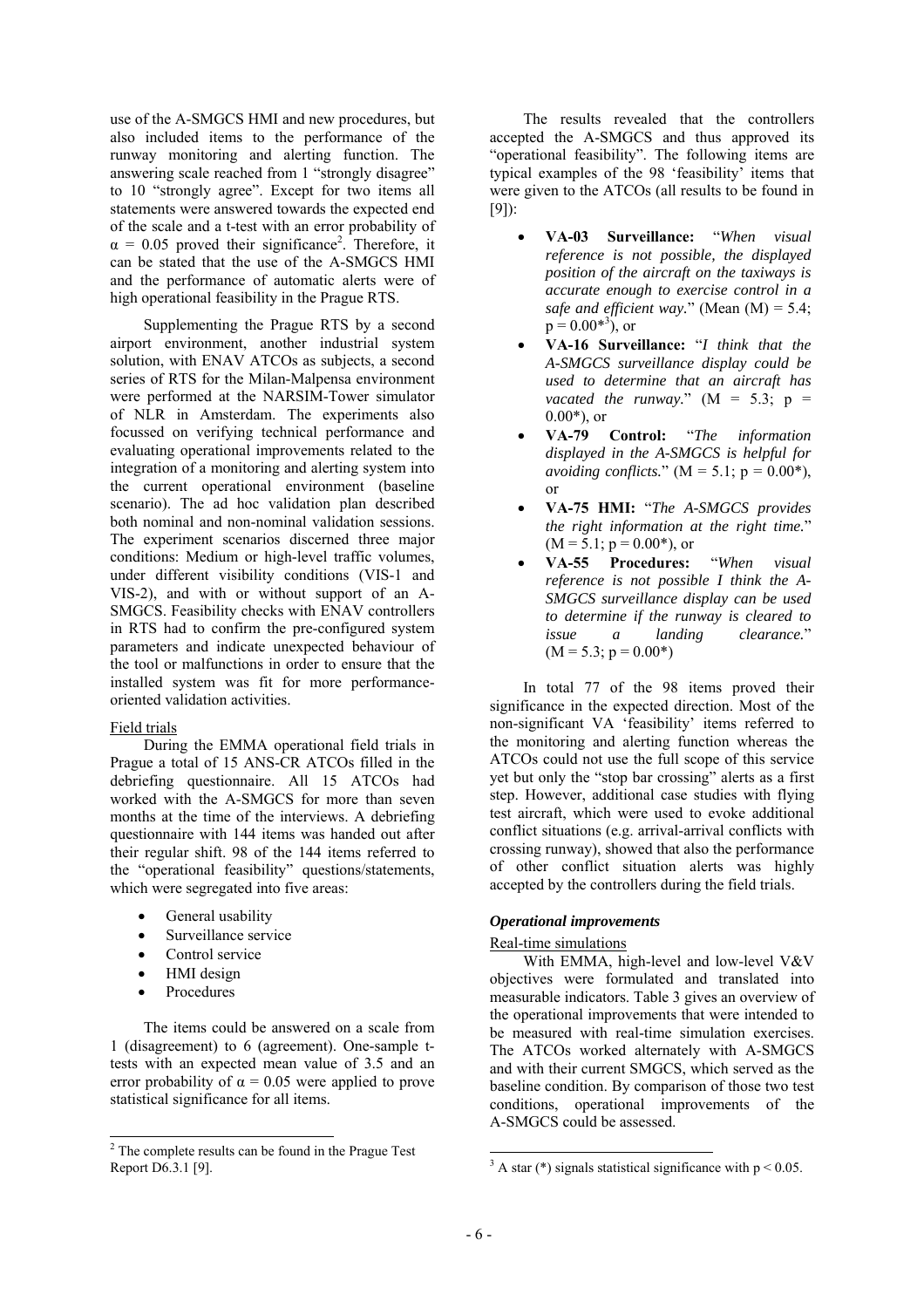use of the A-SMGCS HMI and new procedures, but also included items to the performance of the runway monitoring and alerting function. The answering scale reached from 1 "strongly disagree" to 10 "strongly agree". Except for two items all statements were answered towards the expected end of the scale and a t-test with an error probability of $\alpha = 0.05$ proved their significance[2]. Therefore, it can be stated that the use of the A-SMGCS HMI and the performance of automatic alerts were of high operational feasibility in the Prague RTS.

Supplementing the Prague RTS by a second airport environment, another industrial system solution, with ENAV ATCOs as subjects, a second series of RTS for the Milan-Malpensa environment were performed at the NARSIM-Tower simulator of NLR in Amsterdam. The experiments also focussed on verifying technical performance and evaluating operational improvements related to the integration of a monitoring and alerting system into the current operational environment (baseline scenario). The ad hoc validation plan described both nominal and non-nominal validation sessions. The experiment scenarios discerned three major conditions: Medium or high-level traffic volumes, under different visibility conditions (VIS-1 and VIS-2), and with or without support of an A-SMGCS. Feasibility checks with ENAV controllers in RTS had to confirm the pre-configured system parameters and indicate unexpected behaviour of the tool or malfunctions in order to ensure that the installed system was fit for more performance-oriented validation activities.

Field trials

During the EMMA operational field trials in Prague a total of 15 ANS-CR ATCOs filled in the debriefing questionnaire. All 15 ATCOs had worked with the A-SMGCS for more than seven months at the time of the interviews. A debriefing questionnaire with 144 items was handed out after their regular shift. 98 of the 144 items referred to the "operational feasibility" questions/statements, which were segregated into five areas:

- General usability
- Surveillance service
- Control service
- HMI design
- Procedures

The items could be answered on a scale from 1 (disagreement) to 6 (agreement). One-sample t-tests with an expected mean value of 3.5 and an error probability of $\alpha = 0.05$ were applied to prove statistical significance for all items.

The results revealed that the controllers accepted the A-SMGCS and thus approved its "operational feasibility". The following items are typical examples of the 98 'feasibility' items that were given to the ATCOs (all results to be found in [9]):

- **VA-03 Surveillance:** "*When visual reference is not possible, the displayed position of the aircraft on the taxiways is accurate enough to exercise control in a safe and efficient way.*" (Mean (M) = 5.4; p = 0.00*[3]), or
- **VA-16 Surveillance:** "*I think that the A-SMGCS surveillance display could be used to determine that an aircraft has vacated the runway.*" (M = 5.3; p = 0.00*), or
- **VA-79 Control:** "*The information displayed in the A-SMGCS is helpful for avoiding conflicts.*" (M = 5.1; p = 0.00*), or
- **VA-75 HMI:** "*The A-SMGCS provides the right information at the right time.*" (M = 5.1; p = 0.00*), or
- **VA-55 Procedures:** "*When visual reference is not possible I think the A-SMGCS surveillance display can be used to determine if the runway is cleared to issue a landing clearance.*" (M = 5.3; p = 0.00*)

In total 77 of the 98 items proved their significance in the expected direction. Most of the non-significant VA 'feasibility' items referred to the monitoring and alerting function whereas the ATCOs could not use the full scope of this service yet but only the "stop bar crossing" alerts as a first step. However, additional case studies with flying test aircraft, which were used to evoke additional conflict situations (e.g. arrival-arrival conflicts with crossing runway), showed that also the performance of other conflict situation alerts was highly accepted by the controllers during the field trials.

### *Operational improvements*

Real-time simulations

With EMMA, high-level and low-level V&V objectives were formulated and translated into measurable indicators. Table 3 gives an overview of the operational improvements that were intended to be measured with real-time simulation exercises. The ATCOs worked alternately with A-SMGCS and with their current SMGCS, which served as the baseline condition. By comparison of those two test conditions, operational improvements of the A-SMGCS could be assessed.

---

[2] The complete results can be found in the Prague Test Report D6.3.1 [9].

[3] A star (*) signals statistical significance with $p < 0.05$.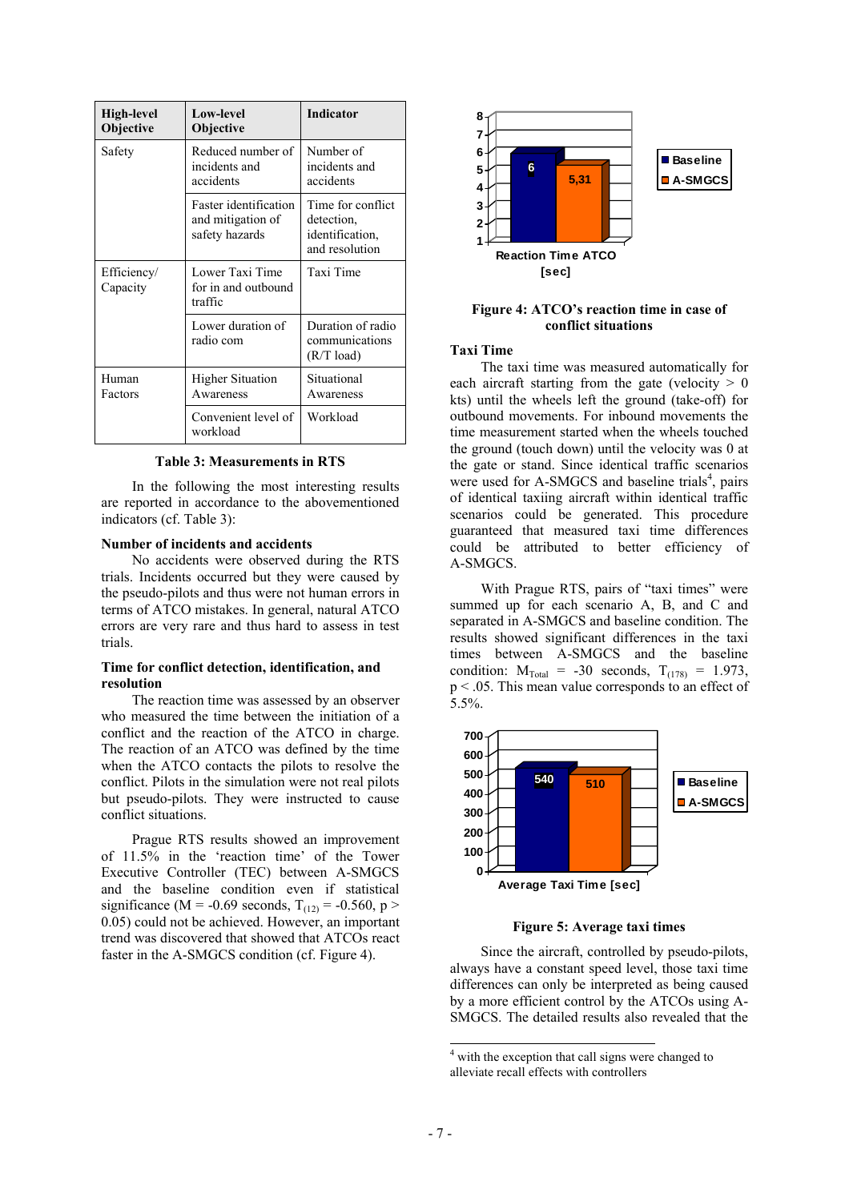| High-level Objective | Low-level Objective | Indicator |
|---|---|---|
| Safety | Reduced number of incidents and accidents | Number of incidents and accidents |
| | Faster identification and mitigation of safety hazards | Time for conflict detection, identification, and resolution |
| Efficiency/ Capacity | Lower Taxi Time for in and outbound traffic | Taxi Time |
| | Lower duration of radio com | Duration of radio communications (R/T load) |
| Human Factors | Higher Situation Awareness | Situational Awareness |
| | Convenient level of workload | Workload |

**Table 3: Measurements in RTS**

In the following the most interesting results are reported in accordance to the abovementioned indicators (cf. Table 3):

**Number of incidents and accidents**

No accidents were observed during the RTS trials. Incidents occurred but they were caused by the pseudo-pilots and thus were not human errors in terms of ATCO mistakes. In general, natural ATCO errors are very rare and thus hard to assess in test trials.

**Time for conflict detection, identification, and resolution**

The reaction time was assessed by an observer who measured the time between the initiation of a conflict and the reaction of the ATCO in charge. The reaction of an ATCO was defined by the time when the ATCO contacts the pilots to resolve the conflict. Pilots in the simulation were not real pilots but pseudo-pilots. They were instructed to cause conflict situations.

Prague RTS results showed an improvement of 11.5% in the 'reaction time' of the Tower Executive Controller (TEC) between A-SMGCS and the baseline condition even if statistical significance (M = -0.69 seconds, $T_{(12)} = -0.560$, $p > 0.05$) could not be achieved. However, an important trend was discovered that showed that ATCOs react faster in the A-SMGCS condition (cf. Figure 4).

**Figure 4: ATCO's reaction time in case of conflict situations**

**Taxi Time**

The taxi time was measured automatically for each aircraft starting from the gate (velocity > 0 kts) until the wheels left the ground (take-off) for outbound movements. For inbound movements the time measurement started when the wheels touched the ground (touch down) until the velocity was 0 at the gate or stand. Since identical traffic scenarios were used for A-SMGCS and baseline trials[4], pairs of identical taxiing aircraft within identical traffic scenarios could be generated. This procedure guaranteed that measured taxi time differences could be attributed to better efficiency of A-SMGCS.

With Prague RTS, pairs of "taxi times" were summed up for each scenario A, B, and C and separated in A-SMGCS and baseline condition. The results showed significant differences in the taxi times between A-SMGCS and the baseline condition: $M_{Total} = -30$ seconds, $T_{(178)} = 1.973$, $p < .05$. This mean value corresponds to an effect of 5.5%.

**Figure 5: Average taxi times**

Since the aircraft, controlled by pseudo-pilots, always have a constant speed level, those taxi time differences can only be interpreted as being caused by a more efficient control by the ATCOs using A-SMGCS. The detailed results also revealed that the

[4] with the exception that call signs were changed to alleviate recall effects with controllers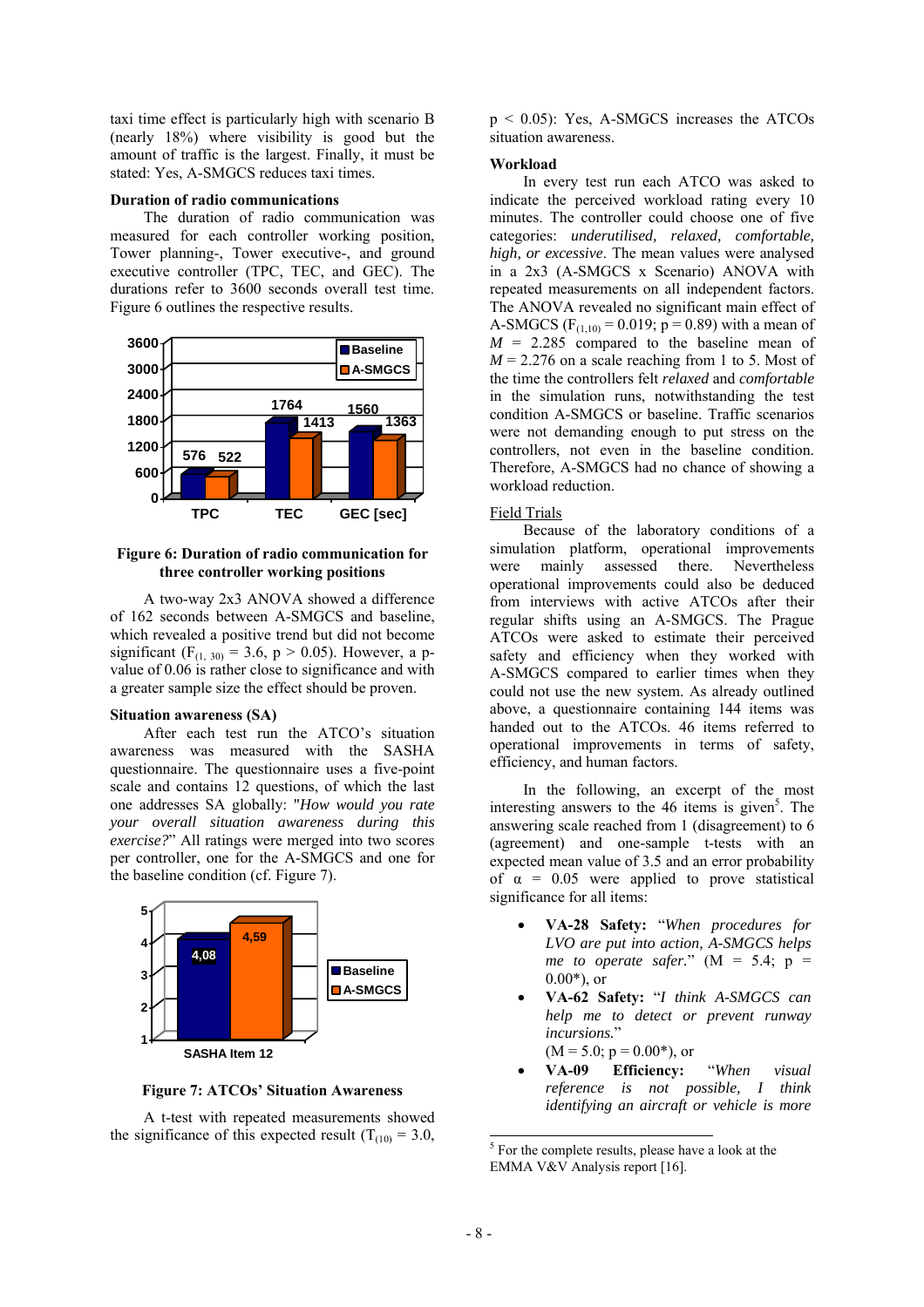taxi time effect is particularly high with scenario B (nearly 18%) where visibility is good but the amount of traffic is the largest. Finally, it must be stated: Yes, A-SMGCS reduces taxi times.

**Duration of radio communications**

The duration of radio communication was measured for each controller working position, Tower planning-, Tower executive-, and ground executive controller (TPC, TEC, and GEC). The durations refer to 3600 seconds overall test time. Figure 6 outlines the respective results.

**Figure 6: Duration of radio communication for three controller working positions**

A two-way 2x3 ANOVA showed a difference of 162 seconds between A-SMGCS and baseline, which revealed a positive trend but did not become significant ($F_{(1, 30)} = 3.6$, $p > 0.05$). However, a p-value of 0.06 is rather close to significance and with a greater sample size the effect should be proven.

**Situation awareness (SA)**

After each test run the ATCO's situation awareness was measured with the SASHA questionnaire. The questionnaire uses a five-point scale and contains 12 questions, of which the last one addresses SA globally: "*How would you rate your overall situation awareness during this exercise?*" All ratings were merged into two scores per controller, one for the A-SMGCS and one for the baseline condition (cf. Figure 7).

**Figure 7: ATCOs' Situation Awareness**

A t-test with repeated measurements showed the significance of this expected result ($T_{(10)} = 3.0$, $p < 0.05$): Yes, A-SMGCS increases the ATCOs situation awareness.

**Workload**

In every test run each ATCO was asked to indicate the perceived workload rating every 10 minutes. The controller could choose one of five categories: *underutilised, relaxed, comfortable, high, or excessive*. The mean values were analysed in a 2x3 (A-SMGCS x Scenario) ANOVA with repeated measurements on all independent factors. The ANOVA revealed no significant main effect of A-SMGCS ($F_{(1,10)} = 0.019$; $p = 0.89$) with a mean of $M = 2.285$ compared to the baseline mean of $M = 2.276$ on a scale reaching from 1 to 5. Most of the time the controllers felt *relaxed* and *comfortable* in the simulation runs, notwithstanding the test condition A-SMGCS or baseline. Traffic scenarios were not demanding enough to put stress on the controllers, not even in the baseline condition. Therefore, A-SMGCS had no chance of showing a workload reduction.

Field Trials

Because of the laboratory conditions of a simulation platform, operational improvements were mainly assessed there. Nevertheless operational improvements could also be deduced from interviews with active ATCOs after their regular shifts using an A-SMGCS. The Prague ATCOs were asked to estimate their perceived safety and efficiency when they worked with A-SMGCS compared to earlier times when they could not use the new system. As already outlined above, a questionnaire containing 144 items was handed out to the ATCOs. 46 items referred to operational improvements in terms of safety, efficiency, and human factors.

In the following, an excerpt of the most interesting answers to the 46 items is given[5]. The answering scale reached from 1 (disagreement) to 6 (agreement) and one-sample t-tests with an expected mean value of 3.5 and an error probability of $\alpha = 0.05$ were applied to prove statistical significance for all items:

- **VA-28 Safety:** "*When procedures for LVO are put into action, A-SMGCS helps me to operate safer.*" ($M = 5.4$; $p = 0.00$*), or
- **VA-62 Safety:** "*I think A-SMGCS can help me to detect or prevent runway incursions.*" ($M = 5.0$; $p = 0.00$*), or
- **VA-09 Efficiency:** "*When visual reference is not possible, I think identifying an aircraft or vehicle is more*

[5] For the complete results, please have a look at the EMMA V&V Analysis report [16].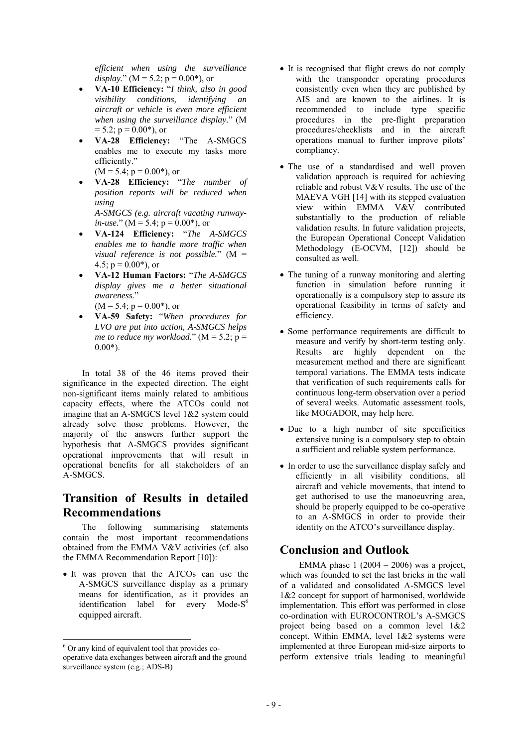*efficient when using the surveillance display.*" ($M = 5.2$; $p = 0.00$*), or

- **VA-10 Efficiency:** "*I think, also in good visibility conditions, identifying an aircraft or vehicle is even more efficient when using the surveillance display.*" ($M = 5.2$; $p = 0.00$*), or
- **VA-28 Efficiency:** "The A-SMGCS enables me to execute my tasks more efficiently." ($M = 5.4$; $p = 0.00$*), or
- **VA-28 Efficiency:** "*The number of position reports will be reduced when using A-SMGCS (e.g. aircraft vacating runway-in-use.*" ($M = 5.4$; $p = 0.00$*), or
- **VA-124 Efficiency:** "*The A-SMGCS enables me to handle more traffic when visual reference is not possible.*" ($M = 4.5$; $p = 0.00$*), or
- **VA-12 Human Factors:** "*The A-SMGCS display gives me a better situational awareness.*" ($M = 5.4$; $p = 0.00$*), or
- **VA-59 Safety:** "*When procedures for LVO are put into action, A-SMGCS helps me to reduce my workload.*" ($M = 5.2$; $p = 0.00$*).

In total 38 of the 46 items proved their significance in the expected direction. The eight non-significant items mainly related to ambitious capacity effects, where the ATCOs could not imagine that an A-SMGCS level 1&2 system could already solve those problems. However, the majority of the answers further support the hypothesis that A-SMGCS provides significant operational improvements that will result in operational benefits for all stakeholders of an A-SMGCS.

## Transition of Results in detailed Recommendations

The following summarising statements contain the most important recommendations obtained from the EMMA V&V activities (cf. also the EMMA Recommendation Report [10]):

- It was proven that the ATCOs can use the A-SMGCS surveillance display as a primary means for identification, as it provides an identification label for every Mode-S[6] equipped aircraft.
- It is recognised that flight crews do not comply with the transponder operating procedures consistently even when they are published by AIS and are known to the airlines. It is recommended to include type specific procedures in the pre-flight preparation procedures/checklists and in the aircraft operations manual to further improve pilots' compliancy.
- The use of a standardised and well proven validation approach is required for achieving reliable and robust V&V results. The use of the MAEVA VGH [14] with its stepped evaluation view within EMMA V&V contributed substantially to the production of reliable validation results. In future validation projects, the European Operational Concept Validation Methodology (E-OCVM, [12]) should be consulted as well.
- The tuning of a runway monitoring and alerting function in simulation before running it operationally is a compulsory step to assure its operational feasibility in terms of safety and efficiency.
- Some performance requirements are difficult to measure and verify by short-term testing only. Results are highly dependent on the measurement method and there are significant temporal variations. The EMMA tests indicate that verification of such requirements calls for continuous long-term observation over a period of several weeks. Automatic assessment tools, like MOGADOR, may help here.
- Due to a high number of site specificities extensive tuning is a compulsory step to obtain a sufficient and reliable system performance.
- In order to use the surveillance display safely and efficiently in all visibility conditions, all aircraft and vehicle movements, that intend to get authorised to use the manoeuvring area, should be properly equipped to be co-operative to an A-SMGCS in order to provide their identity on the ATCO's surveillance display.

## Conclusion and Outlook

EMMA phase 1 (2004 – 2006) was a project, which was founded to set the last bricks in the wall of a validated and consolidated A-SMGCS level 1&2 concept for support of harmonised, worldwide implementation. This effort was performed in close co-ordination with EUROCONTROL's A-SMGCS project being based on a common level 1&2 concept. Within EMMA, level 1&2 systems were implemented at three European mid-size airports to perform extensive trials leading to meaningful

[6] Or any kind of equivalent tool that provides co-operative data exchanges between aircraft and the ground surveillance system (e.g.; ADS-B)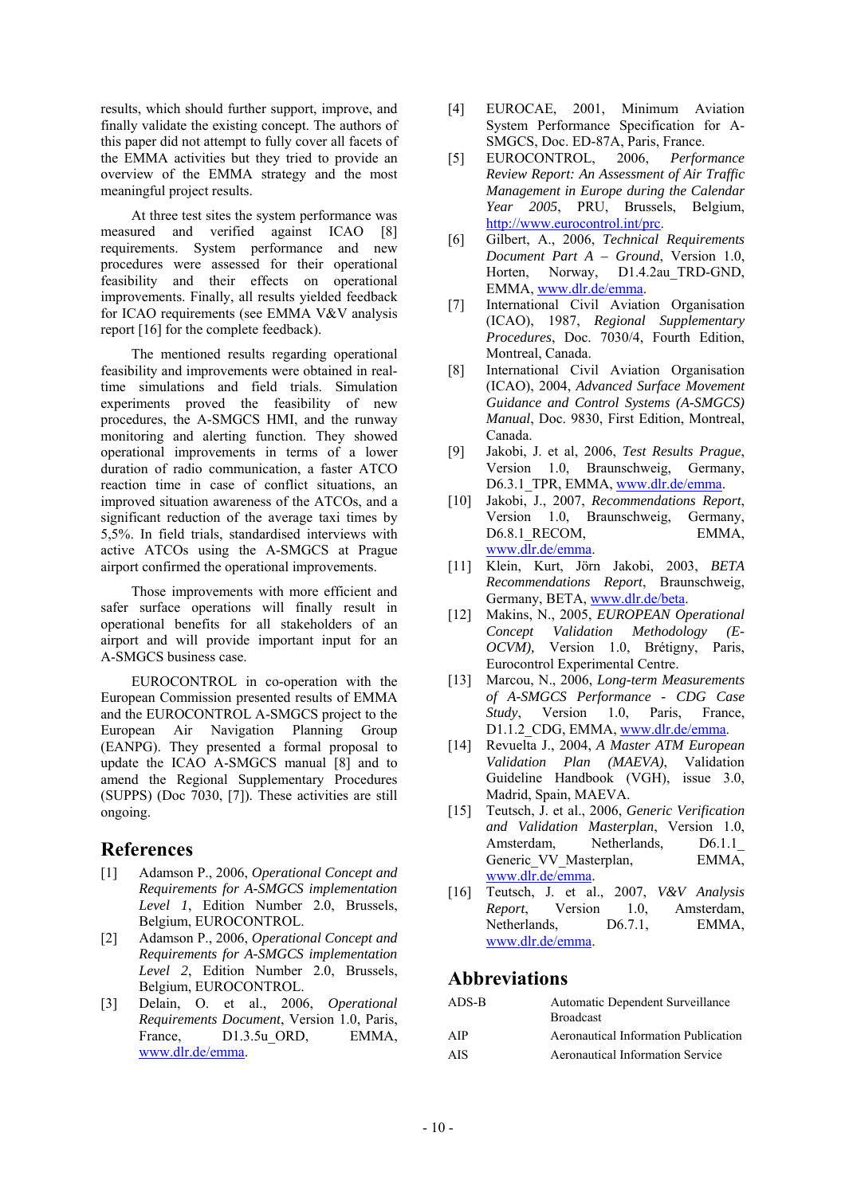results, which should further support, improve, and finally validate the existing concept. The authors of this paper did not attempt to fully cover all facets of the EMMA activities but they tried to provide an overview of the EMMA strategy and the most meaningful project results.

At three test sites the system performance was measured and verified against ICAO [8] requirements. System performance and new procedures were assessed for their operational feasibility and their effects on operational improvements. Finally, all results yielded feedback for ICAO requirements (see EMMA V&V analysis report [16] for the complete feedback).

The mentioned results regarding operational feasibility and improvements were obtained in real-time simulations and field trials. Simulation experiments proved the feasibility of new procedures, the A-SMGCS HMI, and the runway monitoring and alerting function. They showed operational improvements in terms of a lower duration of radio communication, a faster ATCO reaction time in case of conflict situations, an improved situation awareness of the ATCOs, and a significant reduction of the average taxi times by 5,5%. In field trials, standardised interviews with active ATCOs using the A-SMGCS at Prague airport confirmed the operational improvements.

Those improvements with more efficient and safer surface operations will finally result in operational benefits for all stakeholders of an airport and will provide important input for an A-SMGCS business case.

EUROCONTROL in co-operation with the European Commission presented results of EMMA and the EUROCONTROL A-SMGCS project to the European Air Navigation Planning Group (EANPG). They presented a formal proposal to update the ICAO A-SMGCS manual [8] and to amend the Regional Supplementary Procedures (SUPPS) (Doc 7030, [7]). These activities are still ongoing.

## References

[1] Adamson P., 2006, *Operational Concept and Requirements for A-SMGCS implementation Level 1*, Edition Number 2.0, Brussels, Belgium, EUROCONTROL.

[2] Adamson P., 2006, *Operational Concept and Requirements for A-SMGCS implementation Level 2*, Edition Number 2.0, Brussels, Belgium, EUROCONTROL.

[3] Delain, O. et al., 2006, *Operational Requirements Document*, Version 1.0, Paris, France, D1.3.5u_ORD, EMMA, www.dlr.de/emma.

[4] EUROCAE, 2001, Minimum Aviation System Performance Specification for A-SMGCS, Doc. ED-87A, Paris, France.

[5] EUROCONTROL, 2006, *Performance Review Report: An Assessment of Air Traffic Management in Europe during the Calendar Year 2005*, PRU, Brussels, Belgium, http://www.eurocontrol.int/prc.

[6] Gilbert, A., 2006, *Technical Requirements Document Part A – Ground*, Version 1.0, Horten, Norway, D1.4.2au_TRD-GND, EMMA, www.dlr.de/emma.

[7] International Civil Aviation Organisation (ICAO), 1987, *Regional Supplementary Procedures*, Doc. 7030/4, Fourth Edition, Montreal, Canada.

[8] International Civil Aviation Organisation (ICAO), 2004, *Advanced Surface Movement Guidance and Control Systems (A-SMGCS) Manual*, Doc. 9830, First Edition, Montreal, Canada.

[9] Jakobi, J. et al, 2006, *Test Results Prague*, Version 1.0, Braunschweig, Germany, D6.3.1_TPR, EMMA, www.dlr.de/emma.

[10] Jakobi, J., 2007, *Recommendations Report*, Version 1.0, Braunschweig, Germany, D6.8.1_RECOM, EMMA, www.dlr.de/emma.

[11] Klein, Kurt, Jörn Jakobi, 2003, *BETA Recommendations Report*, Braunschweig, Germany, BETA, www.dlr.de/beta.

[12] Makins, N., 2005, *EUROPEAN Operational Concept Validation Methodology (E-OCVM),* Version 1.0, Brétigny, Paris, Eurocontrol Experimental Centre.

[13] Marcou, N., 2006, *Long-term Measurements of A-SMGCS Performance - CDG Case Study*, Version 1.0, Paris, France, D1.1.2_CDG, EMMA, www.dlr.de/emma.

[14] Revuelta J., 2004, *A Master ATM European Validation Plan (MAEVA)*, Validation Guideline Handbook (VGH), issue 3.0, Madrid, Spain, MAEVA.

[15] Teutsch, J. et al., 2006, *Generic Verification and Validation Masterplan*, Version 1.0, Amsterdam, Netherlands, D6.1.1_Generic_VV_Masterplan, EMMA, www.dlr.de/emma.

[16] Teutsch, J. et al., 2007, *V&V Analysis Report*, Version 1.0, Amsterdam, Netherlands, D6.7.1, EMMA, www.dlr.de/emma.

## Abbreviations

| | |
|---|---|
| ADS-B | Automatic Dependent Surveillance Broadcast |
| AIP | Aeronautical Information Publication |
| AIS | Aeronautical Information Service |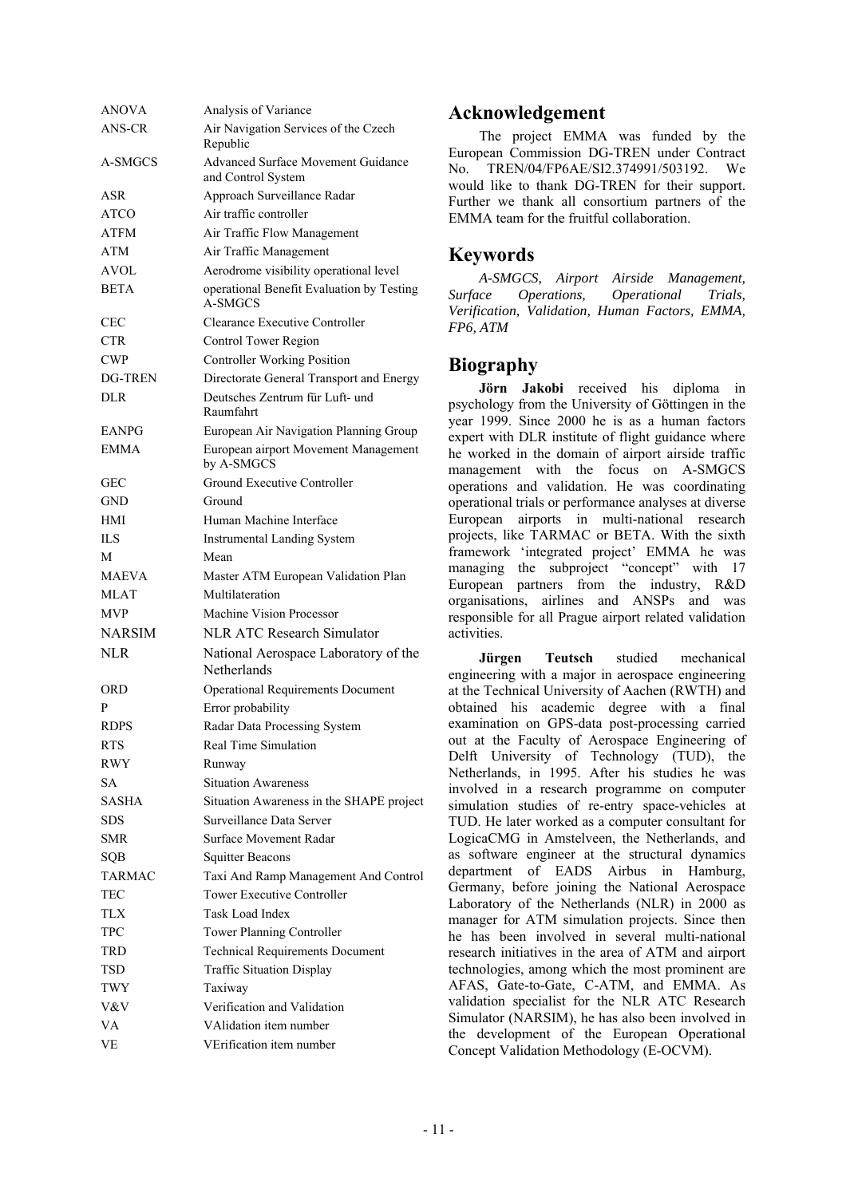| | |
|---|---|
| ANOVA | Analysis of Variance |
| ANS-CR | Air Navigation Services of the Czech Republic |
| A-SMGCS | Advanced Surface Movement Guidance and Control System |
| ASR | Approach Surveillance Radar |
| ATCO | Air traffic controller |
| ATFM | Air Traffic Flow Management |
| ATM | Air Traffic Management |
| AVOL | Aerodrome visibility operational level |
| BETA | operational Benefit Evaluation by Testing A-SMGCS |
| CEC | Clearance Executive Controller |
| CTR | Control Tower Region |
| CWP | Controller Working Position |
| DG-TREN | Directorate General Transport and Energy |
| DLR | Deutsches Zentrum für Luft- und Raumfahrt |
| EANPG | European Air Navigation Planning Group |
| EMMA | European airport Movement Management by A-SMGCS |
| GEC | Ground Executive Controller |
| GND | Ground |
| HMI | Human Machine Interface |
| ILS | Instrumental Landing System |
| M | Mean |
| MAEVA | Master ATM European Validation Plan |
| MLAT | Multilateration |
| MVP | Machine Vision Processor |
| NARSIM | NLR ATC Research Simulator |
| NLR | National Aerospace Laboratory of the Netherlands |
| ORD | Operational Requirements Document |
| P | Error probability |
| RDPS | Radar Data Processing System |
| RTS | Real Time Simulation |
| RWY | Runway |
| SA | Situation Awareness |
| SASHA | Situation Awareness in the SHAPE project |
| SDS | Surveillance Data Server |
| SMR | Surface Movement Radar |
| SQB | Squitter Beacons |
| TARMAC | Taxi And Ramp Management And Control |
| TEC | Tower Executive Controller |
| TLX | Task Load Index |
| TPC | Tower Planning Controller |
| TRD | Technical Requirements Document |
| TSD | Traffic Situation Display |
| TWY | Taxiway |
| V&V | Verification and Validation |
| VA | VAlidation item number |
| VE | VErification item number |

# Acknowledgement

The project EMMA was funded by the European Commission DG-TREN under Contract No. TREN/04/FP6AE/SI2.374991/503192. We would like to thank DG-TREN for their support. Further we thank all consortium partners of the EMMA team for the fruitful collaboration.

# Keywords

*A-SMGCS, Airport Airside Management, Surface Operations, Operational Trials, Verification, Validation, Human Factors, EMMA, FP6, ATM*

# Biography

**Jörn Jakobi** received his diploma in psychology from the University of Göttingen in the year 1999. Since 2000 he is as a human factors expert with DLR institute of flight guidance where he worked in the domain of airport airside traffic management with the focus on A-SMGCS operations and validation. He was coordinating operational trials or performance analyses at diverse European airports in multi-national research projects, like TARMAC or BETA. With the sixth framework 'integrated project' EMMA he was managing the subproject "concept" with 17 European partners from the industry, R&D organisations, airlines and ANSPs and was responsible for all Prague airport related validation activities.

**Jürgen Teutsch** studied mechanical engineering with a major in aerospace engineering at the Technical University of Aachen (RWTH) and obtained his academic degree with a final examination on GPS-data post-processing carried out at the Faculty of Aerospace Engineering of Delft University of Technology (TUD), the Netherlands, in 1995. After his studies he was involved in a research programme on computer simulation studies of re-entry space-vehicles at TUD. He later worked as a computer consultant for LogicaCMG in Amstelveen, the Netherlands, and as software engineer at the structural dynamics department of EADS Airbus in Hamburg, Germany, before joining the National Aerospace Laboratory of the Netherlands (NLR) in 2000 as manager for ATM simulation projects. Since then he has been involved in several multi-national research initiatives in the area of ATM and airport technologies, among which the most prominent are AFAS, Gate-to-Gate, C-ATM, and EMMA. As validation specialist for the NLR ATC Research Simulator (NARSIM), he has also been involved in the development of the European Operational Concept Validation Methodology (E-OCVM).